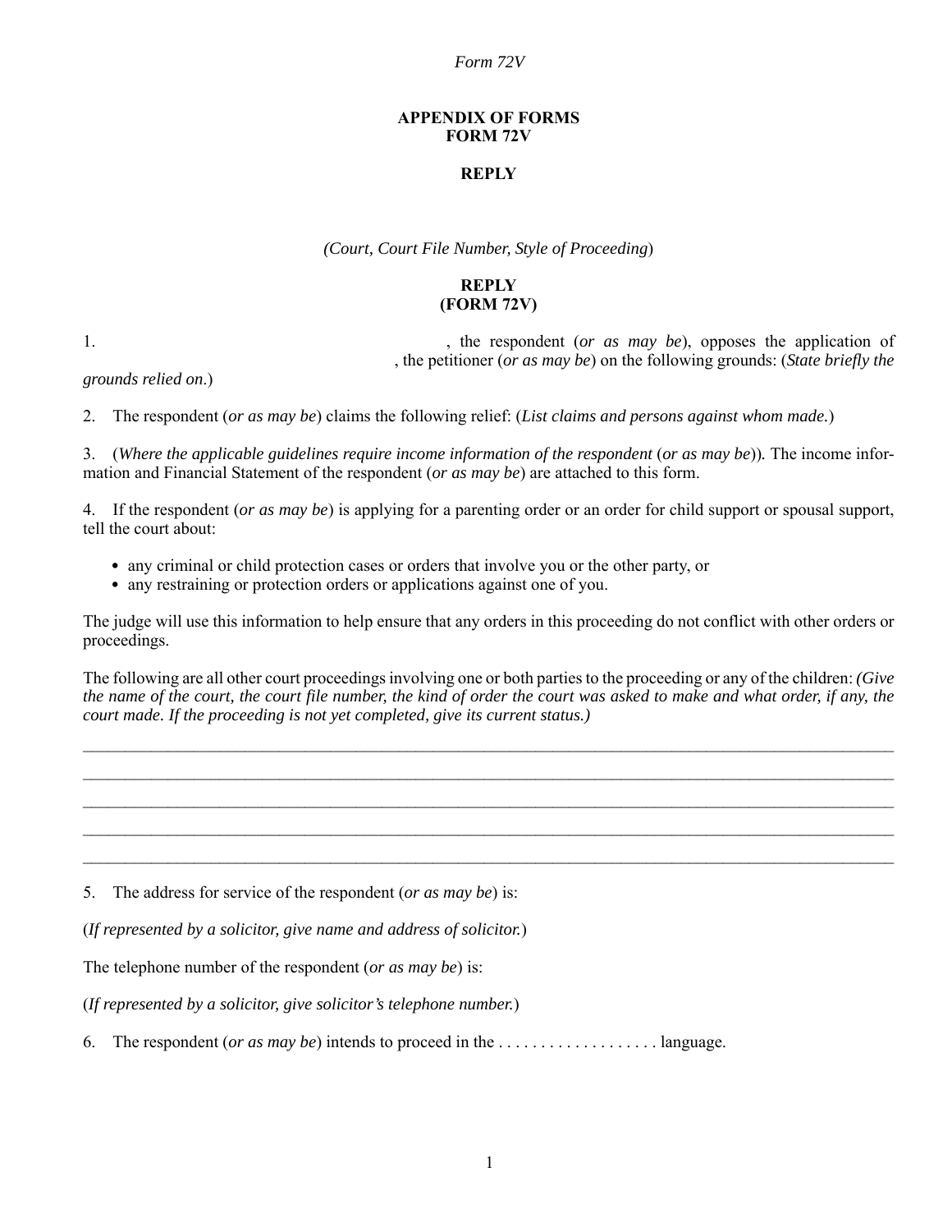*Form 72V*

**APPENDIX OF FORMS**
**FORM 72V**

**REPLY**

*(Court, Court File Number, Style of Proceeding*)

**REPLY**
**(FORM 72V)**

1. , the respondent (*or as may be*), opposes the application of , the petitioner (*or as may be*) on the following grounds: (*State briefly the grounds relied on*.)

2. The respondent (*or as may be*) claims the following relief: (*List claims and persons against whom made.*)

3. (*Where the applicable guidelines require income information of the respondent* (*or as may be*)). The income information and Financial Statement of the respondent (*or as may be*) are attached to this form.

4. If the respondent (*or as may be*) is applying for a parenting order or an order for child support or spousal support, tell the court about:

- any criminal or child protection cases or orders that involve you or the other party, or
- any restraining or protection orders or applications against one of you.

The judge will use this information to help ensure that any orders in this proceeding do not conflict with other orders or proceedings.

The following are all other court proceedings involving one or both parties to the proceeding or any of the children: *(Give the name of the court, the court file number, the kind of order the court was asked to make and what order, if any, the court made. If the proceeding is not yet completed, give its current status.)*

\_\_\_\_\_\_\_\_\_\_\_\_\_\_\_\_\_\_\_\_\_\_\_\_\_\_\_\_\_\_\_\_\_\_\_\_\_\_\_\_\_\_\_\_\_\_\_\_\_\_\_\_\_\_\_\_\_\_\_\_\_\_\_\_\_\_\_\_\_\_\_\_\_\_\_\_\_\_

\_\_\_\_\_\_\_\_\_\_\_\_\_\_\_\_\_\_\_\_\_\_\_\_\_\_\_\_\_\_\_\_\_\_\_\_\_\_\_\_\_\_\_\_\_\_\_\_\_\_\_\_\_\_\_\_\_\_\_\_\_\_\_\_\_\_\_\_\_\_\_\_\_\_\_\_\_\_

\_\_\_\_\_\_\_\_\_\_\_\_\_\_\_\_\_\_\_\_\_\_\_\_\_\_\_\_\_\_\_\_\_\_\_\_\_\_\_\_\_\_\_\_\_\_\_\_\_\_\_\_\_\_\_\_\_\_\_\_\_\_\_\_\_\_\_\_\_\_\_\_\_\_\_\_\_\_

\_\_\_\_\_\_\_\_\_\_\_\_\_\_\_\_\_\_\_\_\_\_\_\_\_\_\_\_\_\_\_\_\_\_\_\_\_\_\_\_\_\_\_\_\_\_\_\_\_\_\_\_\_\_\_\_\_\_\_\_\_\_\_\_\_\_\_\_\_\_\_\_\_\_\_\_\_\_

\_\_\_\_\_\_\_\_\_\_\_\_\_\_\_\_\_\_\_\_\_\_\_\_\_\_\_\_\_\_\_\_\_\_\_\_\_\_\_\_\_\_\_\_\_\_\_\_\_\_\_\_\_\_\_\_\_\_\_\_\_\_\_\_\_\_\_\_\_\_\_\_\_\_\_\_\_\_

5. The address for service of the respondent (*or as may be*) is:

(*If represented by a solicitor, give name and address of solicitor.*)

The telephone number of the respondent (*or as may be*) is:

(*If represented by a solicitor, give solicitor's telephone number.*)

6. The respondent (*or as may be*) intends to proceed in the . . . . . . . . . . . . . . . . . . . language.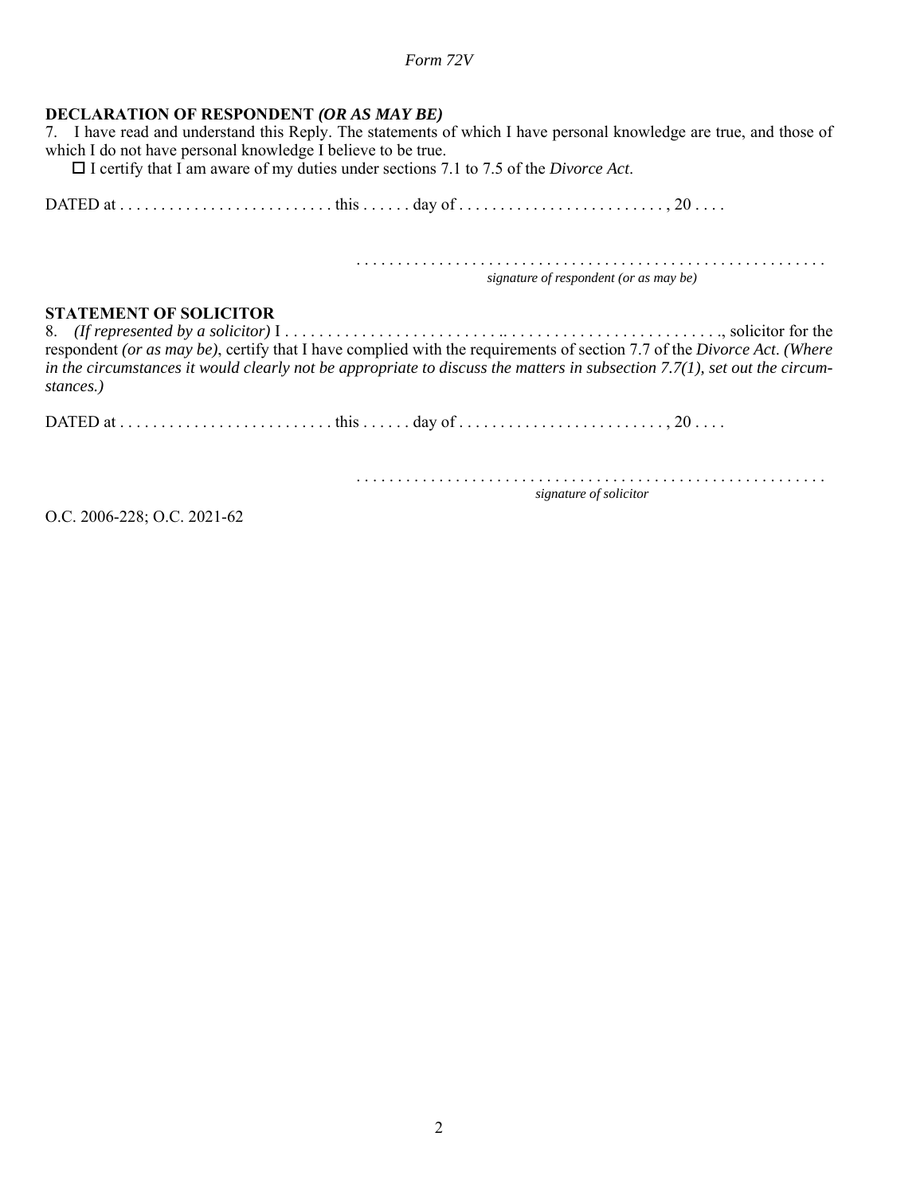*Form 72V*

**DECLARATION OF RESPONDENT** ***(OR AS MAY BE)***

7. I have read and understand this Reply. The statements of which I have personal knowledge are true, and those of which I do not have personal knowledge I believe to be true.

☐ I certify that I am aware of my duties under sections 7.1 to 7.5 of the *Divorce Act*.

DATED at . . . . . . . . . . . . . . . . . . . . . . . . . . this . . . . . . day of . . . . . . . . . . . . . . . . . . . . . . . . . , 20 . . . .

. . . . . . . . . . . . . . . . . . . . . . . . . . . . . . . . . . . . . . . . . . . . . . . . . . . . . . . .
*signature of respondent (or as may be)*

**STATEMENT OF SOLICITOR**

8. *(If represented by a solicitor)* I . . . . . . . . . . . . . . . . . . . . . . . . . . .. . . . . . . . . . . . . . . . . . . . . . . . . ., solicitor for the respondent *(or as may be)*, certify that I have complied with the requirements of section 7.7 of the *Divorce Act*. *(Where in the circumstances it would clearly not be appropriate to discuss the matters in subsection 7.7(1), set out the circumstances.)*

DATED at . . . . . . . . . . . . . . . . . . . . . . . . . . this . . . . . . day of . . . . . . . . . . . . . . . . . . . . . . . . . , 20 . . . .

. . . . . . . . . . . . . . . . . . . . . . . . . . . . . . . . . . . . . . . . . . . . . . . . . . . . . . .
*signature of solicitor*

O.C. 2006-228; O.C. 2021-62